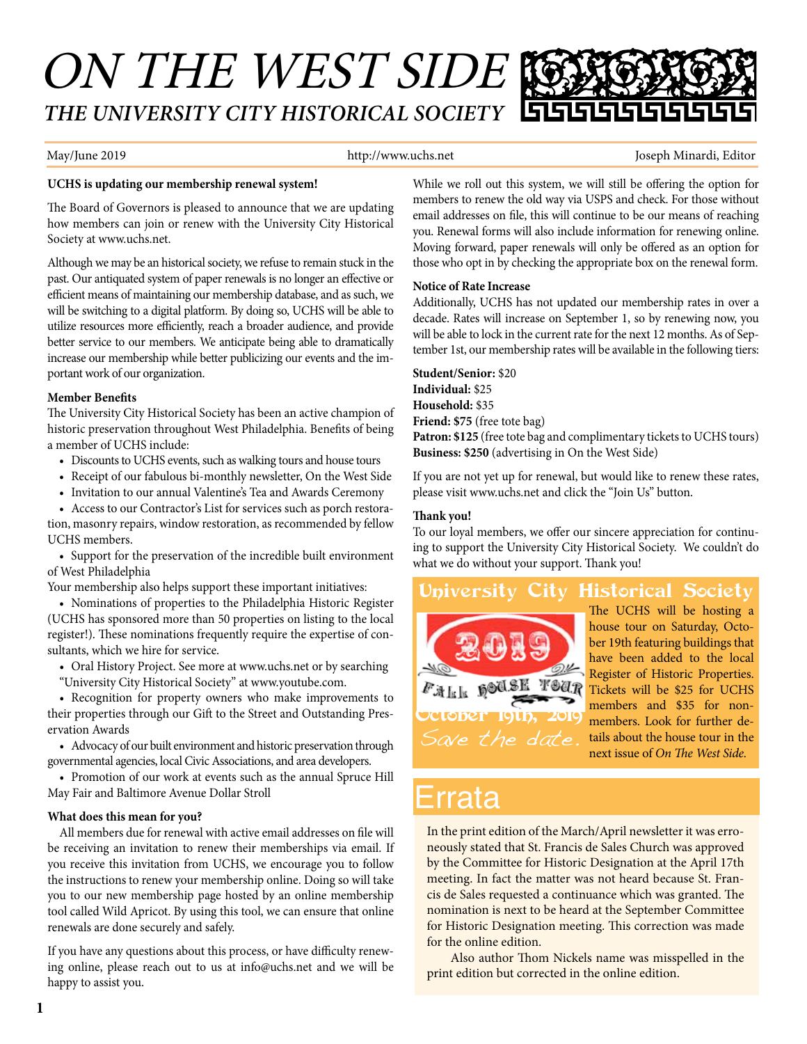# ON THE WEST SIDE

## THE UNIVERSITY CITY HISTORICAL SOCIETY

May/June 2019 | http://www.uchs.net | Joseph Minardi, Editor

**UCHS is updating our membership renewal system!**

The Board of Governors is pleased to announce that we are updating how members can join or renew with the University City Historical Society at www.uchs.net.

Although we may be an historical society, we refuse to remain stuck in the past. Our antiquated system of paper renewals is no longer an effective or efficient means of maintaining our membership database, and as such, we will be switching to a digital platform. By doing so, UCHS will be able to utilize resources more efficiently, reach a broader audience, and provide better service to our members. We anticipate being able to dramatically increase our membership while better publicizing our events and the important work of our organization.

**Member Benefits**

The University City Historical Society has been an active champion of historic preservation throughout West Philadelphia. Benefits of being a member of UCHS include:

- Discounts to UCHS events, such as walking tours and house tours
- Receipt of our fabulous bi-monthly newsletter, On the West Side
- Invitation to our annual Valentine's Tea and Awards Ceremony
- Access to our Contractor's List for services such as porch restoration, masonry repairs, window restoration, as recommended by fellow UCHS members.
- Support for the preservation of the incredible built environment of West Philadelphia

Your membership also helps support these important initiatives:

- Nominations of properties to the Philadelphia Historic Register (UCHS has sponsored more than 50 properties on listing to the local register!). These nominations frequently require the expertise of consultants, which we hire for service.
- Oral History Project. See more at www.uchs.net or by searching "University City Historical Society" at www.youtube.com.
- Recognition for property owners who make improvements to their properties through our Gift to the Street and Outstanding Preservation Awards
- Advocacy of our built environment and historic preservation through governmental agencies, local Civic Associations, and area developers.
- Promotion of our work at events such as the annual Spruce Hill May Fair and Baltimore Avenue Dollar Stroll

**What does this mean for you?**

All members due for renewal with active email addresses on file will be receiving an invitation to renew their memberships via email. If you receive this invitation from UCHS, we encourage you to follow the instructions to renew your membership online. Doing so will take you to our new membership page hosted by an online membership tool called Wild Apricot. By using this tool, we can ensure that online renewals are done securely and safely.

If you have any questions about this process, or have difficulty renewing online, please reach out to us at info@uchs.net and we will be happy to assist you.

While we roll out this system, we will still be offering the option for members to renew the old way via USPS and check. For those without email addresses on file, this will continue to be our means of reaching you. Renewal forms will also include information for renewing online. Moving forward, paper renewals will only be offered as an option for those who opt in by checking the appropriate box on the renewal form.

**Notice of Rate Increase**

Additionally, UCHS has not updated our membership rates in over a decade. Rates will increase on September 1, so by renewing now, you will be able to lock in the current rate for the next 12 months. As of September 1st, our membership rates will be available in the following tiers:

**Student/Senior:** $20
**Individual:** $25
**Household:** $35
**Friend: $75** (free tote bag)
**Patron: $125** (free tote bag and complimentary tickets to UCHS tours)
**Business: $250** (advertising in On the West Side)

If you are not yet up for renewal, but would like to renew these rates, please visit www.uchs.net and click the "Join Us" button.

**Thank you!**

To our loyal members, we offer our sincere appreciation for continuing to support the University City Historical Society. We couldn't do what we do without your support. Thank you!

## University City Historical Society

2019 Fall House Tour
October 19th, 2019
Save the date.

The UCHS will be hosting a house tour on Saturday, October 19th featuring buildings that have been added to the local Register of Historic Properties. Tickets will be $25 for UCHS members and $35 for non-members. Look for further details about the house tour in the next issue of *On The West Side.*

## Errata

In the print edition of the March/April newsletter it was erroneously stated that St. Francis de Sales Church was approved by the Committee for Historic Designation at the April 17th meeting. In fact the matter was not heard because St. Francis de Sales requested a continuance which was granted. The nomination is next to be heard at the September Committee for Historic Designation meeting. This correction was made for the online edition.

Also author Thom Nickels name was misspelled in the print edition but corrected in the online edition.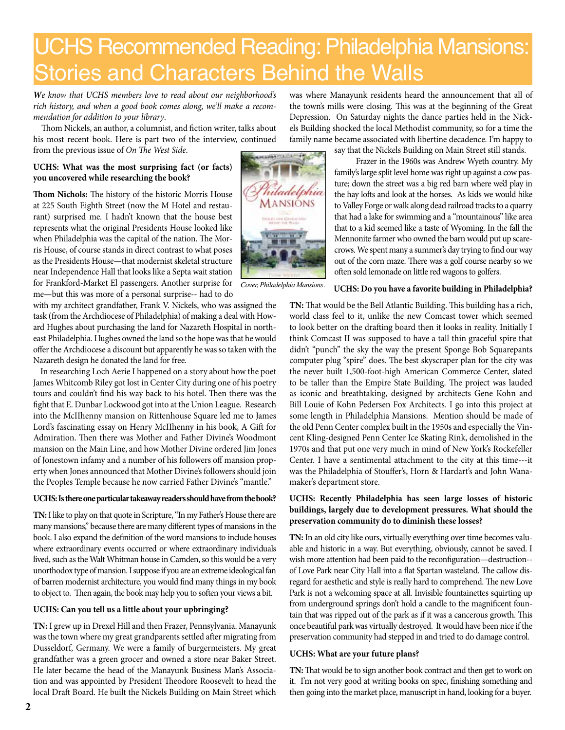# UCHS Recommended Reading: Philadelphia Mansions: Stories and Characters Behind the Walls

***We** know that UCHS members love to read about our neighborhood's rich history, and when a good book comes along, we'll make a recommendation for addition to your library.*

Thom Nickels, an author, a columnist, and fiction writer, talks about his most recent book. Here is part two of the interview, continued from the previous issue of *On The West Side*.

**UCHS: What was the most surprising fact (or facts) you uncovered while researching the book?**

**Thom Nichols:** The history of the historic Morris House at 225 South Eighth Street (now the M Hotel and restaurant) surprised me. I hadn't known that the house best represents what the original Presidents House looked like when Philadelphia was the capital of the nation. The Morris House, of course stands in direct contrast to what poses as the Presidents House—that modernist skeletal structure near Independence Hall that looks like a Septa wait station for Frankford-Market El passengers. Another surprise for me—but this was more of a personal surprise-- had to do with my architect grandfather, Frank V. Nickels, who was assigned the task (from the Archdiocese of Philadelphia) of making a deal with Howard Hughes about purchasing the land for Nazareth Hospital in northeast Philadelphia. Hughes owned the land so the hope was that he would offer the Archdiocese a discount but apparently he was so taken with the Nazareth design he donated the land for free.

In researching Loch Aerie I happened on a story about how the poet James Whitcomb Riley got lost in Center City during one of his poetry tours and couldn't find his way back to his hotel. Then there was the fight that E. Dunbar Lockwood got into at the Union League. Research into the McIlhenny mansion on Rittenhouse Square led me to James Lord's fascinating essay on Henry McIlhenny in his book, A Gift for Admiration. Then there was Mother and Father Divine's Woodmont mansion on the Main Line, and how Mother Divine ordered Jim Jones of Jonestown infamy and a number of his followers off mansion property when Jones announced that Mother Divine's followers should join the Peoples Temple because he now carried Father Divine's "mantle."

**UCHS: Is there one particular takeaway readers should have from the book?**

**TN:** I like to play on that quote in Scripture, "In my Father's House there are many mansions," because there are many different types of mansions in the book. I also expand the definition of the word mansions to include houses where extraordinary events occurred or where extraordinary individuals lived, such as the Walt Whitman house in Camden, so this would be a very unorthodox type of mansion. I suppose if you are an extreme ideological fan of barren modernist architecture, you would find many things in my book to object to. Then again, the book may help you to soften your views a bit.

**UCHS: Can you tell us a little about your upbringing?**

**TN:** I grew up in Drexel Hill and then Frazer, Pennsylvania. Manayunk was the town where my great grandparents settled after migrating from Dusseldorf, Germany. We were a family of burgermeisters. My great grandfather was a green grocer and owned a store near Baker Street. He later became the head of the Manayunk Business Man's Association and was appointed by President Theodore Roosevelt to head the local Draft Board. He built the Nickels Building on Main Street which was where Manayunk residents heard the announcement that all of the town's mills were closing. This was at the beginning of the Great Depression. On Saturday nights the dance parties held in the Nickels Building shocked the local Methodist community, so for a time the family name became associated with libertine decadence. I'm happy to say that the Nickels Building on Main Street still stands.

Frazer in the 1960s was Andrew Wyeth country. My family's large split level home was right up against a cow pasture; down the street was a big red barn where we'd play in the hay lofts and look at the horses. As kids we would hike to Valley Forge or walk along dead railroad tracks to a quarry that had a lake for swimming and a "mountainous" like area that to a kid seemed like a taste of Wyoming. In the fall the Mennonite farmer who owned the barn would put up scarecrows. We spent many a summer's day trying to find our way out of the corn maze. There was a golf course nearby so we often sold lemonade on little red wagons to golfers.

*Cover, Philadelphia Mansions.*

**UCHS: Do you have a favorite building in Philadelphia?**

**TN:** That would be the Bell Atlantic Building. This building has a rich, world class feel to it, unlike the new Comcast tower which seemed to look better on the drafting board then it looks in reality. Initially I think Comcast II was supposed to have a tall thin graceful spire that didn't "punch" the sky the way the present Sponge Bob Squarepants computer plug "spire" does. The best skyscraper plan for the city was the never built 1,500-foot-high American Commerce Center, slated to be taller than the Empire State Building. The project was lauded as iconic and breathtaking, designed by architects Gene Kohn and Bill Louie of Kohn Pedersen Fox Architects. I go into this project at some length in Philadelphia Mansions. Mention should be made of the old Penn Center complex built in the 1950s and especially the Vincent Kling-designed Penn Center Ice Skating Rink, demolished in the 1970s and that put one very much in mind of New York's Rockefeller Center. I have a sentimental attachment to the city at this time---it was the Philadelphia of Stouffer's, Horn & Hardart's and John Wanamaker's department store.

**UCHS: Recently Philadelphia has seen large losses of historic buildings, largely due to development pressures. What should the preservation community do to diminish these losses?**

**TN:** In an old city like ours, virtually everything over time becomes valuable and historic in a way. But everything, obviously, cannot be saved. I wish more attention had been paid to the reconfiguration—destruction--of Love Park near City Hall into a flat Spartan wasteland. The callow disregard for aesthetic and style is really hard to comprehend. The new Love Park is not a welcoming space at all. Invisible fountainettes squirting up from underground springs don't hold a candle to the magnificent fountain that was ripped out of the park as if it was a cancerous growth. This once beautiful park was virtually destroyed. It would have been nice if the preservation community had stepped in and tried to do damage control.

**UCHS: What are your future plans?**

**TN:** That would be to sign another book contract and then get to work on it. I'm not very good at writing books on spec, finishing something and then going into the market place, manuscript in hand, looking for a buyer.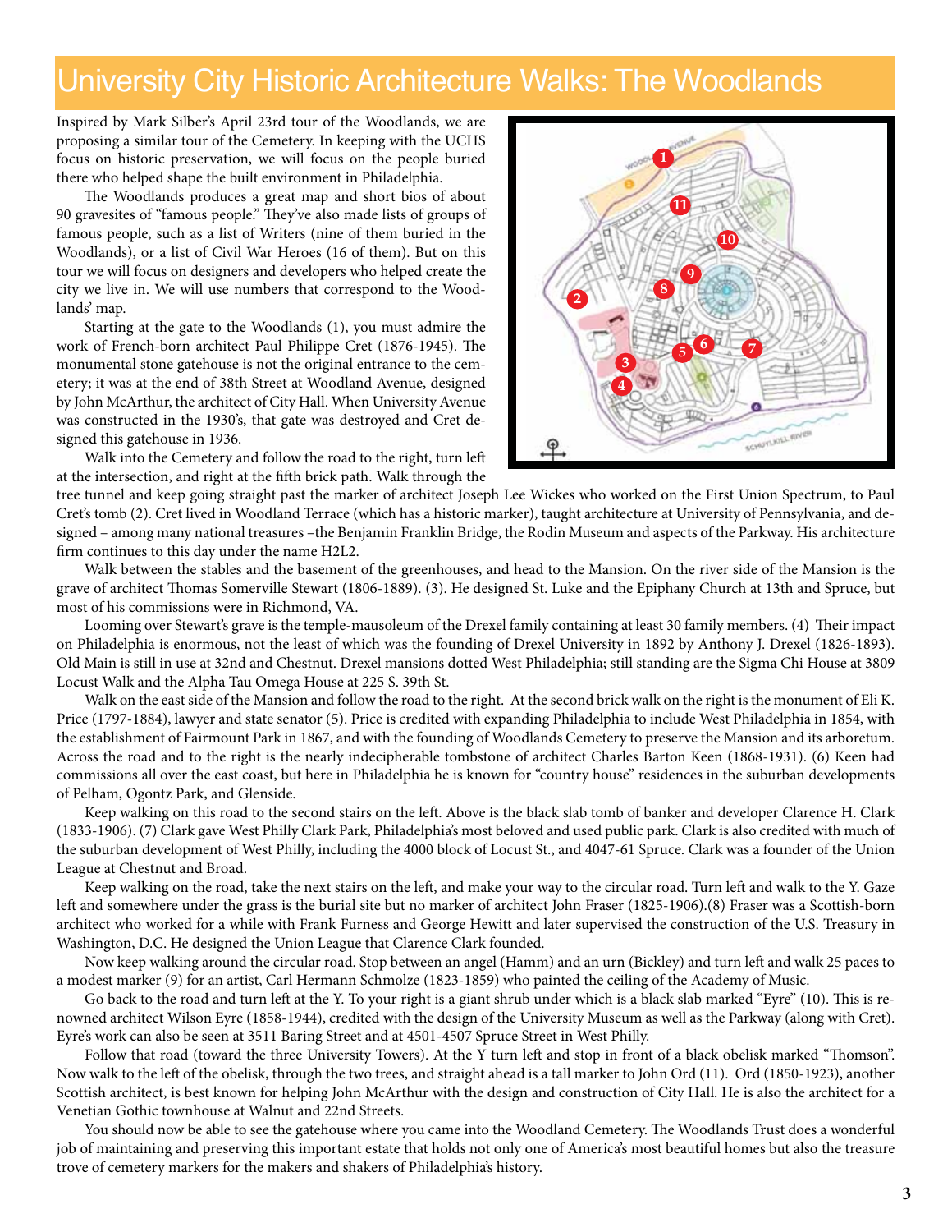# University City Historic Architecture Walks: The Woodlands

Inspired by Mark Silber's April 23rd tour of the Woodlands, we are proposing a similar tour of the Cemetery. In keeping with the UCHS focus on historic preservation, we will focus on the people buried there who helped shape the built environment in Philadelphia.

The Woodlands produces a great map and short bios of about 90 gravesites of "famous people." They've also made lists of groups of famous people, such as a list of Writers (nine of them buried in the Woodlands), or a list of Civil War Heroes (16 of them). But on this tour we will focus on designers and developers who helped create the city we live in. We will use numbers that correspond to the Woodlands' map.

Starting at the gate to the Woodlands (1), you must admire the work of French-born architect Paul Philippe Cret (1876-1945). The monumental stone gatehouse is not the original entrance to the cemetery; it was at the end of 38th Street at Woodland Avenue, designed by John McArthur, the architect of City Hall. When University Avenue was constructed in the 1930's, that gate was destroyed and Cret designed this gatehouse in 1936.

Walk into the Cemetery and follow the road to the right, turn left at the intersection, and right at the fifth brick path. Walk through the tree tunnel and keep going straight past the marker of architect Joseph Lee Wickes who worked on the First Union Spectrum, to Paul Cret's tomb (2). Cret lived in Woodland Terrace (which has a historic marker), taught architecture at University of Pennsylvania, and designed – among many national treasures –the Benjamin Franklin Bridge, the Rodin Museum and aspects of the Parkway. His architecture firm continues to this day under the name H2L2.

Walk between the stables and the basement of the greenhouses, and head to the Mansion. On the river side of the Mansion is the grave of architect Thomas Somerville Stewart (1806-1889). (3). He designed St. Luke and the Epiphany Church at 13th and Spruce, but most of his commissions were in Richmond, VA.

Looming over Stewart's grave is the temple-mausoleum of the Drexel family containing at least 30 family members. (4) Their impact on Philadelphia is enormous, not the least of which was the founding of Drexel University in 1892 by Anthony J. Drexel (1826-1893). Old Main is still in use at 32nd and Chestnut. Drexel mansions dotted West Philadelphia; still standing are the Sigma Chi House at 3809 Locust Walk and the Alpha Tau Omega House at 225 S. 39th St.

Walk on the east side of the Mansion and follow the road to the right. At the second brick walk on the right is the monument of Eli K. Price (1797-1884), lawyer and state senator (5). Price is credited with expanding Philadelphia to include West Philadelphia in 1854, with the establishment of Fairmount Park in 1867, and with the founding of Woodlands Cemetery to preserve the Mansion and its arboretum. Across the road and to the right is the nearly indecipherable tombstone of architect Charles Barton Keen (1868-1931). (6) Keen had commissions all over the east coast, but here in Philadelphia he is known for "country house" residences in the suburban developments of Pelham, Ogontz Park, and Glenside.

Keep walking on this road to the second stairs on the left. Above is the black slab tomb of banker and developer Clarence H. Clark (1833-1906). (7) Clark gave West Philly Clark Park, Philadelphia's most beloved and used public park. Clark is also credited with much of the suburban development of West Philly, including the 4000 block of Locust St., and 4047-61 Spruce. Clark was a founder of the Union League at Chestnut and Broad.

Keep walking on the road, take the next stairs on the left, and make your way to the circular road. Turn left and walk to the Y. Gaze left and somewhere under the grass is the burial site but no marker of architect John Fraser (1825-1906).(8) Fraser was a Scottish-born architect who worked for a while with Frank Furness and George Hewitt and later supervised the construction of the U.S. Treasury in Washington, D.C. He designed the Union League that Clarence Clark founded.

Now keep walking around the circular road. Stop between an angel (Hamm) and an urn (Bickley) and turn left and walk 25 paces to a modest marker (9) for an artist, Carl Hermann Schmolze (1823-1859) who painted the ceiling of the Academy of Music.

Go back to the road and turn left at the Y. To your right is a giant shrub under which is a black slab marked "Eyre" (10). This is renowned architect Wilson Eyre (1858-1944), credited with the design of the University Museum as well as the Parkway (along with Cret). Eyre's work can also be seen at 3511 Baring Street and at 4501-4507 Spruce Street in West Philly.

Follow that road (toward the three University Towers). At the Y turn left and stop in front of a black obelisk marked "Thomson". Now walk to the left of the obelisk, through the two trees, and straight ahead is a tall marker to John Ord (11). Ord (1850-1923), another Scottish architect, is best known for helping John McArthur with the design and construction of City Hall. He is also the architect for a Venetian Gothic townhouse at Walnut and 22nd Streets.

You should now be able to see the gatehouse where you came into the Woodland Cemetery. The Woodlands Trust does a wonderful job of maintaining and preserving this important estate that holds not only one of America's most beautiful homes but also the treasure trove of cemetery markers for the makers and shakers of Philadelphia's history.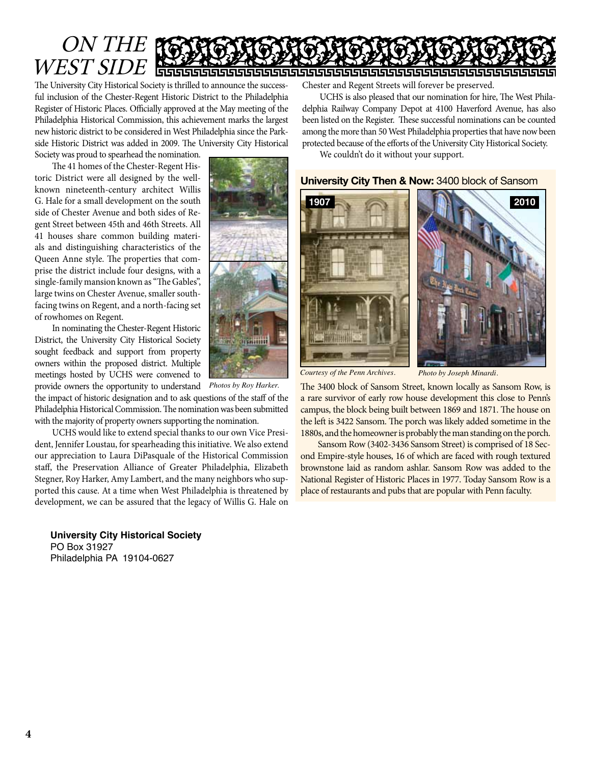# ON THE WEST SIDE

The University City Historical Society is thrilled to announce the successful inclusion of the Chester-Regent Historic District to the Philadelphia Register of Historic Places. Officially approved at the May meeting of the Philadelphia Historical Commission, this achievement marks the largest new historic district to be considered in West Philadelphia since the Parkside Historic District was added in 2009. The University City Historical Society was proud to spearhead the nomination.

The 41 homes of the Chester-Regent Historic District were all designed by the well-known nineteenth-century architect Willis G. Hale for a small development on the south side of Chester Avenue and both sides of Regent Street between 45th and 46th Streets. All 41 houses share common building materials and distinguishing characteristics of the Queen Anne style. The properties that comprise the district include four designs, with a single-family mansion known as "The Gables", large twins on Chester Avenue, smaller south-facing twins on Regent, and a north-facing set of rowhomes on Regent.

In nominating the Chester-Regent Historic District, the University City Historical Society sought feedback and support from property owners within the proposed district. Multiple meetings hosted by UCHS were convened to provide owners the opportunity to understand the impact of historic designation and to ask questions of the staff of the Philadelphia Historical Commission. The nomination was been submitted with the majority of property owners supporting the nomination.

*Photos by Roy Harker.*

UCHS would like to extend special thanks to our own Vice President, Jennifer Loustau, for spearheading this initiative. We also extend our appreciation to Laura DiPasquale of the Historical Commission staff, the Preservation Alliance of Greater Philadelphia, Elizabeth Stegner, Roy Harker, Amy Lambert, and the many neighbors who supported this cause. At a time when West Philadelphia is threatened by development, we can be assured that the legacy of Willis G. Hale on Chester and Regent Streets will forever be preserved.

UCHS is also pleased that our nomination for hire, The West Philadelphia Railway Company Depot at 4100 Haverford Avenue, has also been listed on the Register. These successful nominations can be counted among the more than 50 West Philadelphia properties that have now been protected because of the efforts of the University City Historical Society.

We couldn't do it without your support.

## University City Then & Now: 3400 block of Sansom

1907

2010

*Courtesy of the Penn Archives.*

*Photo by Joseph Minardi.*

The 3400 block of Sansom Street, known locally as Sansom Row, is a rare survivor of early row house development this close to Penn's campus, the block being built between 1869 and 1871. The house on the left is 3422 Sansom. The porch was likely added sometime in the 1880s, and the homeowner is probably the man standing on the porch.

Sansom Row (3402-3436 Sansom Street) is comprised of 18 Second Empire-style houses, 16 of which are faced with rough textured brownstone laid as random ashlar. Sansom Row was added to the National Register of Historic Places in 1977. Today Sansom Row is a place of restaurants and pubs that are popular with Penn faculty.

**University City Historical Society**
PO Box 31927
Philadelphia PA 19104-0627